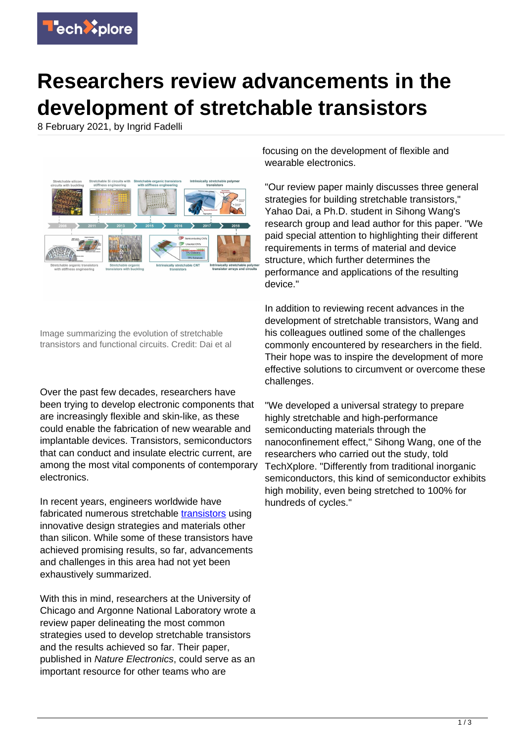# Researchers review advancements in the development of stretchable transistors

8 February 2021, by Ingrid Fadelli

Image summarizing the evolution of stretchable transistors and functional circuits. Credit: Dai et al

Over the past few decades, researchers have been trying to develop electronic components that are increasingly flexible and skin-like, as these could enable the fabrication of new wearable and implantable devices. Transistors, semiconductors that can conduct and insulate electric current, are among the most vital components of contemporary electronics.

In recent years, engineers worldwide have fabricated numerous stretchable transistors using innovative design strategies and materials other than silicon. While some of these transistors have achieved promising results, so far, advancements and challenges in this area had not yet been exhaustively summarized.

With this in mind, researchers at the University of Chicago and Argonne National Laboratory wrote a review paper delineating the most common strategies used to develop stretchable transistors and the results achieved so far. Their paper, published in *Nature Electronics*, could serve as an important resource for other teams who are focusing on the development of flexible and wearable electronics.

"Our review paper mainly discusses three general strategies for building stretchable transistors," Yahao Dai, a Ph.D. student in Sihong Wang's research group and lead author for this paper. "We paid special attention to highlighting their different requirements in terms of material and device structure, which further determines the performance and applications of the resulting device."

In addition to reviewing recent advances in the development of stretchable transistors, Wang and his colleagues outlined some of the challenges commonly encountered by researchers in the field. Their hope was to inspire the development of more effective solutions to circumvent or overcome these challenges.

"We developed a universal strategy to prepare highly stretchable and high-performance semiconducting materials through the nanoconfinement effect," Sihong Wang, one of the researchers who carried out the study, told TechXplore. "Differently from traditional inorganic semiconductors, this kind of semiconductor exhibits high mobility, even being stretched to 100% for hundreds of cycles."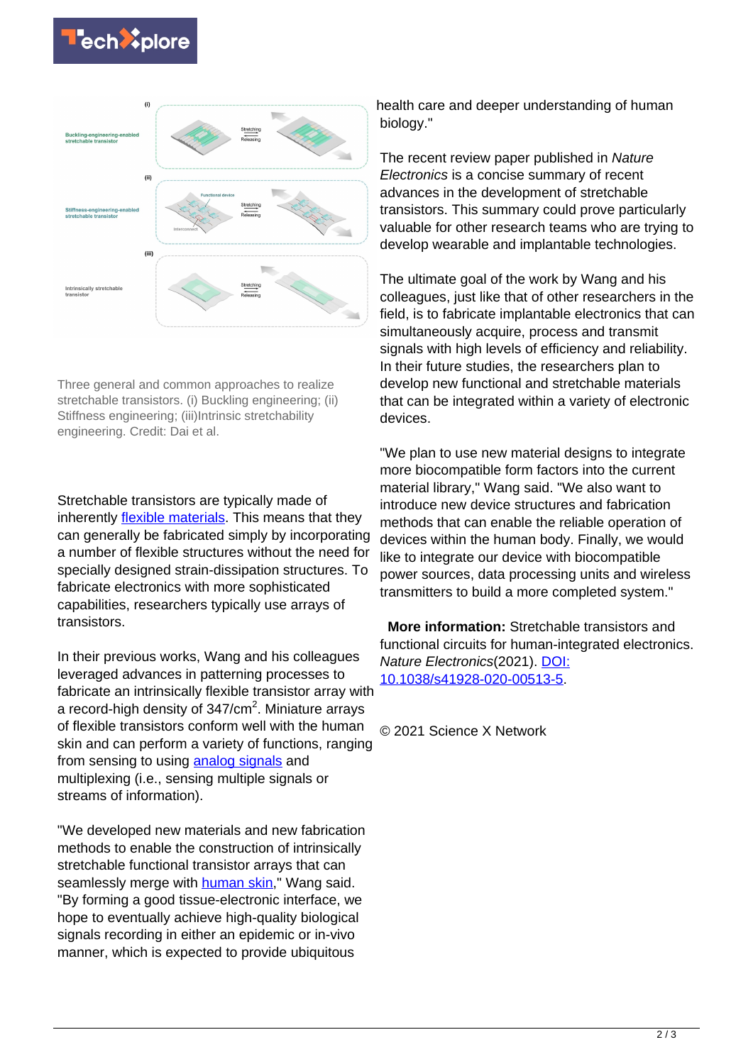Three general and common approaches to realize stretchable transistors. (i) Buckling engineering; (ii) Stiffness engineering; (iii)Intrinsic stretchability engineering. Credit: Dai et al.

Stretchable transistors are typically made of inherently flexible materials. This means that they can generally be fabricated simply by incorporating a number of flexible structures without the need for specially designed strain-dissipation structures. To fabricate electronics with more sophisticated capabilities, researchers typically use arrays of transistors.

In their previous works, Wang and his colleagues leveraged advances in patterning processes to fabricate an intrinsically flexible transistor array with a record-high density of 347/$cm^2$. Miniature arrays of flexible transistors conform well with the human skin and can perform a variety of functions, ranging from sensing to using analog signals and multiplexing (i.e., sensing multiple signals or streams of information).

"We developed new materials and new fabrication methods to enable the construction of intrinsically stretchable functional transistor arrays that can seamlessly merge with human skin," Wang said. "By forming a good tissue-electronic interface, we hope to eventually achieve high-quality biological signals recording in either an epidemic or in-vivo manner, which is expected to provide ubiquitous health care and deeper understanding of human biology."

The recent review paper published in *Nature Electronics* is a concise summary of recent advances in the development of stretchable transistors. This summary could prove particularly valuable for other research teams who are trying to develop wearable and implantable technologies.

The ultimate goal of the work by Wang and his colleagues, just like that of other researchers in the field, is to fabricate implantable electronics that can simultaneously acquire, process and transmit signals with high levels of efficiency and reliability. In their future studies, the researchers plan to develop new functional and stretchable materials that can be integrated within a variety of electronic devices.

"We plan to use new material designs to integrate more biocompatible form factors into the current material library," Wang said. "We also want to introduce new device structures and fabrication methods that can enable the reliable operation of devices within the human body. Finally, we would like to integrate our device with biocompatible power sources, data processing units and wireless transmitters to build a more completed system."

**More information:** Stretchable transistors and functional circuits for human-integrated electronics. *Nature Electronics*(2021). DOI: 10.1038/s41928-020-00513-5.

© 2021 Science X Network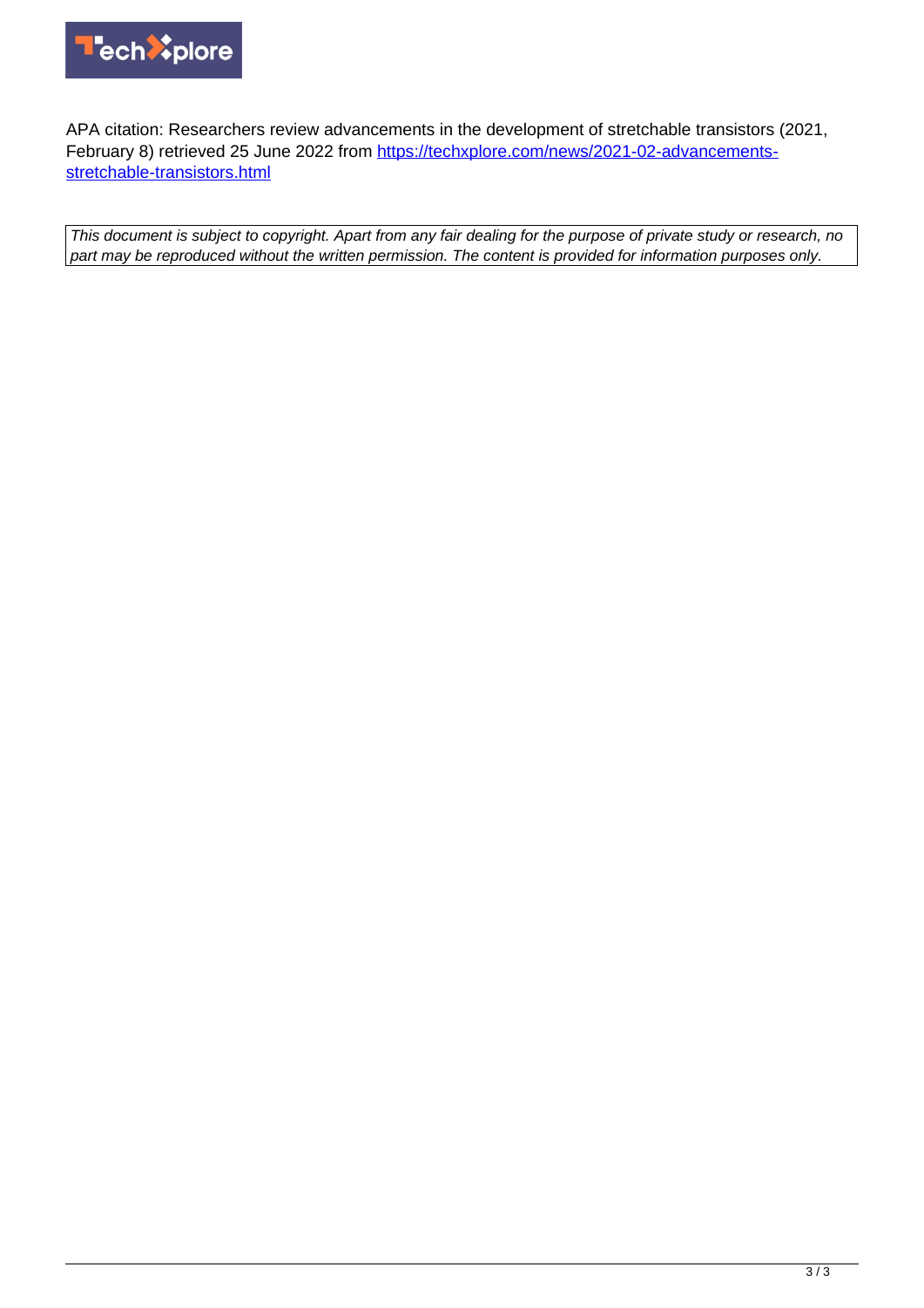APA citation: Researchers review advancements in the development of stretchable transistors (2021, February 8) retrieved 25 June 2022 from [https://techxplore.com/news/2021-02-advancements-stretchable-transistors.html](https://techxplore.com/news/2021-02-advancements-stretchable-transistors.html)

*This document is subject to copyright. Apart from any fair dealing for the purpose of private study or research, no part may be reproduced without the written permission. The content is provided for information purposes only.*